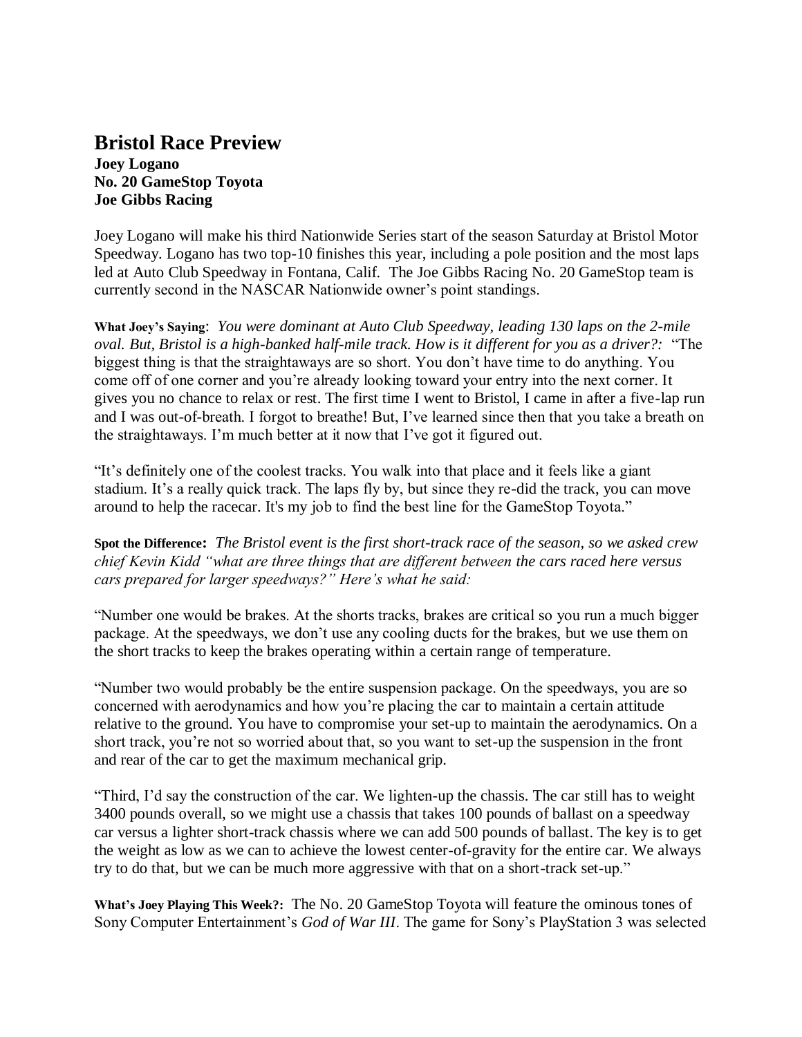# Bristol Race Preview

**Joey Logano**
**No. 20 GameStop Toyota**
**Joe Gibbs Racing**

Joey Logano will make his third Nationwide Series start of the season Saturday at Bristol Motor Speedway. Logano has two top-10 finishes this year, including a pole position and the most laps led at Auto Club Speedway in Fontana, Calif. The Joe Gibbs Racing No. 20 GameStop team is currently second in the NASCAR Nationwide owner's point standings.

**What Joey's Saying**: *You were dominant at Auto Club Speedway, leading 130 laps on the 2-mile oval. But, Bristol is a high-banked half-mile track. How is it different for you as a driver?:* "The biggest thing is that the straightaways are so short. You don't have time to do anything. You come off of one corner and you're already looking toward your entry into the next corner. It gives you no chance to relax or rest. The first time I went to Bristol, I came in after a five-lap run and I was out-of-breath. I forgot to breathe! But, I've learned since then that you take a breath on the straightaways. I'm much better at it now that I've got it figured out.

"It's definitely one of the coolest tracks. You walk into that place and it feels like a giant stadium. It's a really quick track. The laps fly by, but since they re-did the track, you can move around to help the racecar. It's my job to find the best line for the GameStop Toyota."

**Spot the Difference:** *The Bristol event is the first short-track race of the season, so we asked crew chief Kevin Kidd "what are three things that are different between the cars raced here versus cars prepared for larger speedways?" Here's what he said:*

"Number one would be brakes. At the shorts tracks, brakes are critical so you run a much bigger package. At the speedways, we don't use any cooling ducts for the brakes, but we use them on the short tracks to keep the brakes operating within a certain range of temperature.

"Number two would probably be the entire suspension package. On the speedways, you are so concerned with aerodynamics and how you're placing the car to maintain a certain attitude relative to the ground. You have to compromise your set-up to maintain the aerodynamics. On a short track, you're not so worried about that, so you want to set-up the suspension in the front and rear of the car to get the maximum mechanical grip.

"Third, I'd say the construction of the car. We lighten-up the chassis. The car still has to weight 3400 pounds overall, so we might use a chassis that takes 100 pounds of ballast on a speedway car versus a lighter short-track chassis where we can add 500 pounds of ballast. The key is to get the weight as low as we can to achieve the lowest center-of-gravity for the entire car. We always try to do that, but we can be much more aggressive with that on a short-track set-up."

**What's Joey Playing This Week?:** The No. 20 GameStop Toyota will feature the ominous tones of Sony Computer Entertainment's *God of War III*. The game for Sony's PlayStation 3 was selected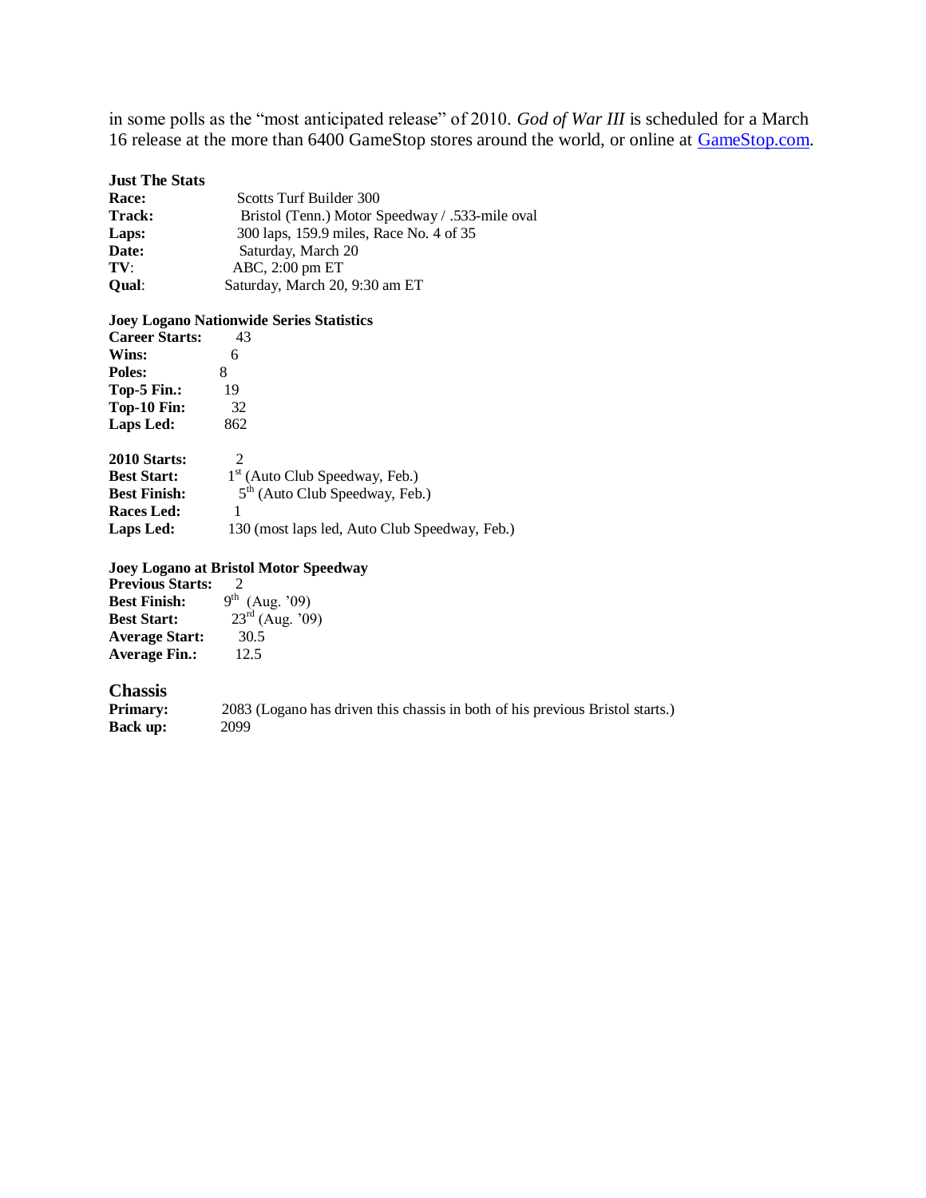in some polls as the "most anticipated release" of 2010. *God of War III* is scheduled for a March 16 release at the more than 6400 GameStop stores around the world, or online at [GameStop.com](GameStop.com).

**Just The Stats**

**Race:** Scotts Turf Builder 300
**Track:** Bristol (Tenn.) Motor Speedway / .533-mile oval
**Laps:** 300 laps, 159.9 miles, Race No. 4 of 35
**Date:** Saturday, March 20
**TV**: ABC, 2:00 pm ET
**Qual**: Saturday, March 20, 9:30 am ET

**Joey Logano Nationwide Series Statistics**

**Career Starts:** 43
**Wins:** 6
**Poles:** 8
**Top-5 Fin.:** 19
**Top-10 Fin:** 32
**Laps Led:** 862

**2010 Starts:** 2
**Best Start:** 1st (Auto Club Speedway, Feb.)
**Best Finish:** 5th (Auto Club Speedway, Feb.)
**Races Led:** 1
**Laps Led:** 130 (most laps led, Auto Club Speedway, Feb.)

**Joey Logano at Bristol Motor Speedway**

**Previous Starts:** 2
**Best Finish:** 9th (Aug. '09)
**Best Start:** 23rd (Aug. '09)
**Average Start:** 30.5
**Average Fin.:** 12.5

**Chassis**

**Primary:** 2083 (Logano has driven this chassis in both of his previous Bristol starts.)
**Back up:** 2099